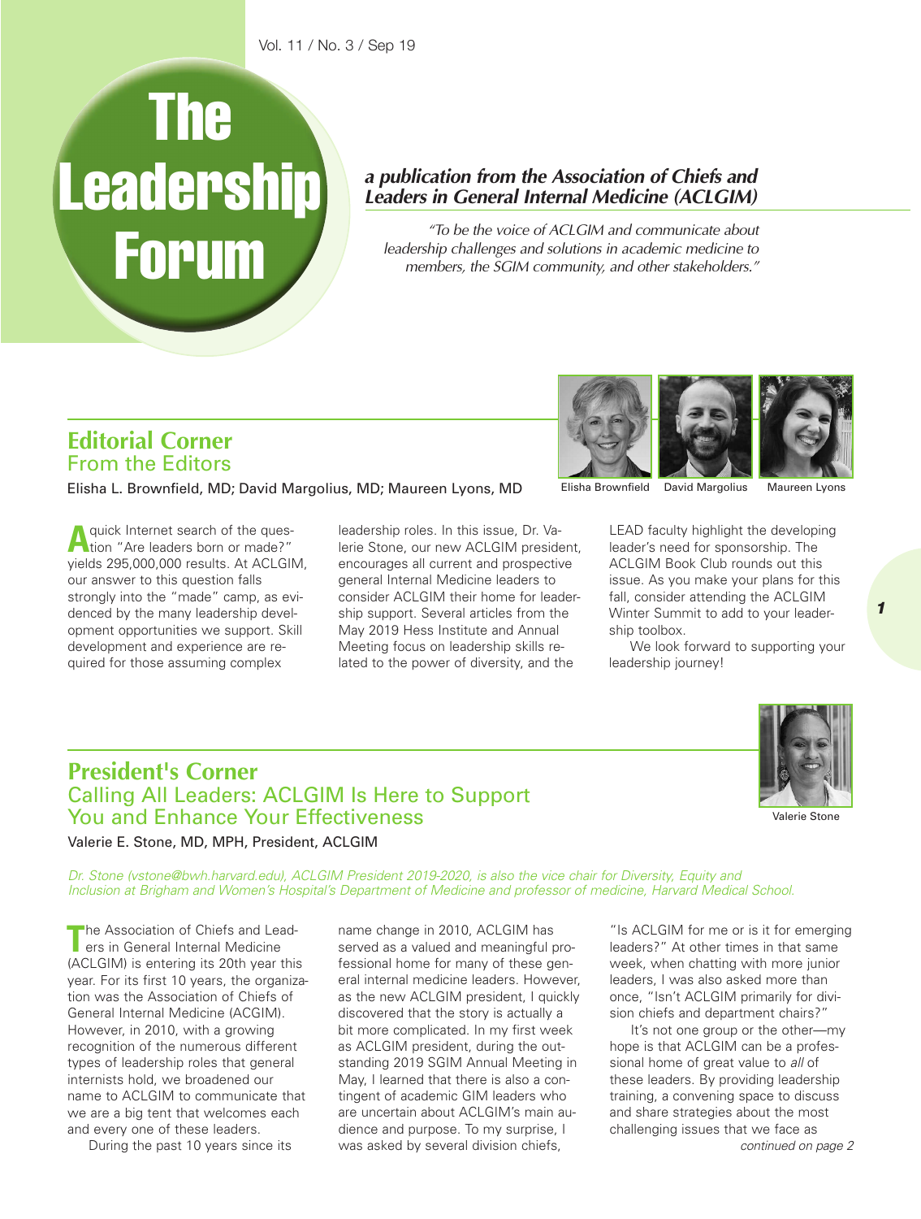# The Leadership Forum

***a publication from the Association of Chiefs and Leaders in General Internal Medicine (ACLGIM)***

*"To be the voice of ACLGIM and communicate about leadership challenges and solutions in academic medicine to members, the SGIM community, and other stakeholders."*

## Editorial Corner
### From the Editors

Elisha L. Brownfield, MD; David Margolius, MD; Maureen Lyons, MD

Elisha Brownfield    David Margolius    Maureen Lyons

A quick Internet search of the question "Are leaders born or made?" yields 295,000,000 results. At ACLGIM, our answer to this question falls strongly into the "made" camp, as evidenced by the many leadership development opportunities we support. Skill development and experience are required for those assuming complex leadership roles. In this issue, Dr. Valerie Stone, our new ACLGIM president, encourages all current and prospective general Internal Medicine leaders to consider ACLGIM their home for leadership support. Several articles from the May 2019 Hess Institute and Annual Meeting focus on leadership skills related to the power of diversity, and the LEAD faculty highlight the developing leader's need for sponsorship. The ACLGIM Book Club rounds out this issue. As you make your plans for this fall, consider attending the ACLGIM Winter Summit to add to your leadership toolbox.

We look forward to supporting your leadership journey!

## President's Corner
### Calling All Leaders: ACLGIM Is Here to Support You and Enhance Your Effectiveness

Valerie E. Stone, MD, MPH, President, ACLGIM

Valerie Stone

*Dr. Stone (vstone@bwh.harvard.edu), ACLGIM President 2019-2020, is also the vice chair for Diversity, Equity and Inclusion at Brigham and Women's Hospital's Department of Medicine and professor of medicine, Harvard Medical School.*

The Association of Chiefs and Leaders in General Internal Medicine (ACLGIM) is entering its 20th year this year. For its first 10 years, the organization was the Association of Chiefs of General Internal Medicine (ACGIM). However, in 2010, with a growing recognition of the numerous different types of leadership roles that general internists hold, we broadened our name to ACLGIM to communicate that we are a big tent that welcomes each and every one of these leaders.

During the past 10 years since its name change in 2010, ACLGIM has served as a valued and meaningful professional home for many of these general internal medicine leaders. However, as the new ACLGIM president, I quickly discovered that the story is actually a bit more complicated. In my first week as ACLGIM president, during the outstanding 2019 SGIM Annual Meeting in May, I learned that there is also a contingent of academic GIM leaders who are uncertain about ACLGIM's main audience and purpose. To my surprise, I was asked by several division chiefs, "Is ACLGIM for me or is it for emerging leaders?" At other times in that same week, when chatting with more junior leaders, I was also asked more than once, "Isn't ACLGIM primarily for division chiefs and department chairs?"

It's not one group or the other—my hope is that ACLGIM can be a professional home of great value to *all* of these leaders. By providing leadership training, a convening space to discuss and share strategies about the most challenging issues that we face as

*continued on page 2*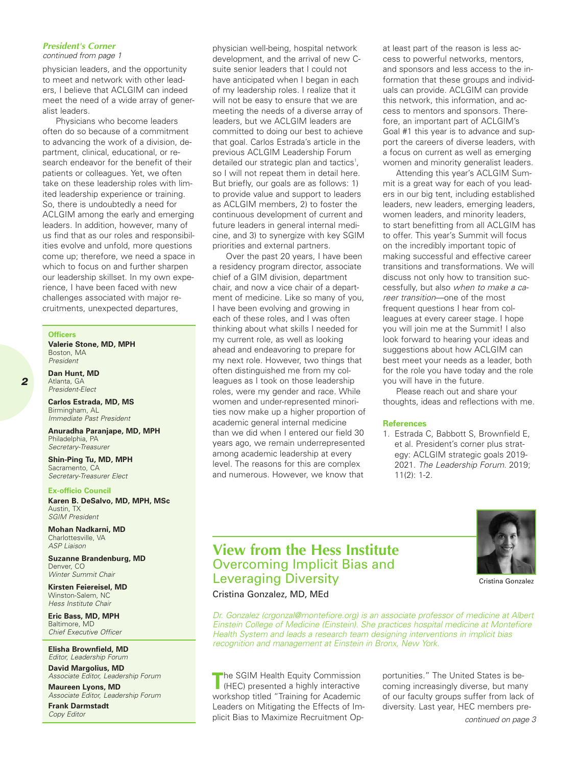### *President's Corner*

*continued from page 1*

physician leaders, and the opportunity to meet and network with other leaders, I believe that ACLGIM can indeed meet the need of a wide array of generalist leaders.

Physicians who become leaders often do so because of a commitment to advancing the work of a division, department, clinical, educational, or research endeavor for the benefit of their patients or colleagues. Yet, we often take on these leadership roles with limited leadership experience or training. So, there is undoubtedly a need for ACLGIM among the early and emerging leaders. In addition, however, many of us find that as our roles and responsibilities evolve and unfold, more questions come up; therefore, we need a space in which to focus on and further sharpen our leadership skillset. In my own experience, I have been faced with new challenges associated with major recruitments, unexpected departures, physician well-being, hospital network development, and the arrival of new C-suite senior leaders that I could not have anticipated when I began in each of my leadership roles. I realize that it will not be easy to ensure that we are meeting the needs of a diverse array of leaders, but we ACLGIM leaders are committed to doing our best to achieve that goal. Carlos Estrada's article in the previous ACLGIM Leadership Forum detailed our strategic plan and tactics[1], so I will not repeat them in detail here. But briefly, our goals are as follows: 1) to provide value and support to leaders as ACLGIM members, 2) to foster the continuous development of current and future leaders in general internal medicine, and 3) to synergize with key SGIM priorities and external partners.

Over the past 20 years, I have been a residency program director, associate chief of a GIM division, department chair, and now a vice chair of a department of medicine. Like so many of you, I have been evolving and growing in each of these roles, and I was often thinking about what skills I needed for my current role, as well as looking ahead and endeavoring to prepare for my next role. However, two things that often distinguished me from my colleagues as I took on those leadership roles, were my gender and race. While women and under-represented minorities now make up a higher proportion of academic general internal medicine than we did when I entered our field 30 years ago, we remain underrepresented among academic leadership at every level. The reasons for this are complex and numerous. However, we know that at least part of the reason is less access to powerful networks, mentors, and sponsors and less access to the information that these groups and individuals can provide. ACLGIM can provide this network, this information, and access to mentors and sponsors. Therefore, an important part of ACLGIM's Goal #1 this year is to advance and support the careers of diverse leaders, with a focus on current as well as emerging women and minority generalist leaders.

Attending this year's ACLGIM Summit is a great way for each of you leaders in our big tent, including established leaders, new leaders, emerging leaders, women leaders, and minority leaders, to start benefitting from all ACLGIM has to offer. This year's Summit will focus on the incredibly important topic of making successful and effective career transitions and transformations. We will discuss not only how to transition successfully, but also *when to make a career transition*—one of the most frequent questions I hear from colleagues at every career stage. I hope you will join me at the Summit! I also look forward to hearing your ideas and suggestions about how ACLGIM can best meet your needs as a leader, both for the role you have today and the role you will have in the future.

Please reach out and share your thoughts, ideas and reflections with me.

#### References

1. Estrada C, Babbott S, Brownfield E, et al. President's corner plus strategy: ACLGIM strategic goals 2019-2021. *The Leadership Forum.* 2019; 11(2): 1-2.

---

**Officers**

**Valerie Stone, MD, MPH**
Boston, MA
*President*

**Dan Hunt, MD**
Atlanta, GA
*President-Elect*

**Carlos Estrada, MD, MS**
Birmingham, AL
*Immediate Past President*

**Anuradha Paranjape, MD, MPH**
Philadelphia, PA
*Secretary-Treasurer*

**Shin-Ping Tu, MD, MPH**
Sacramento, CA
*Secretary-Treasurer Elect*

**Ex-officio Council**

**Karen B. DeSalvo, MD, MPH, MSc**
Austin, TX
*SGIM President*

**Mohan Nadkarni, MD**
Charlottesville, VA
*ASP Liaison*

**Suzanne Brandenburg, MD**
Denver, CO
*Winter Summit Chair*

**Kirsten Feiereisel, MD**
Winston-Salem, NC
*Hess Institute Chair*

**Eric Bass, MD, MPH**
Baltimore, MD
*Chief Executive Officer*

**Elisha Brownfield, MD**
*Editor, Leadership Forum*

**David Margolius, MD**
*Associate Editor, Leadership Forum*

**Maureen Lyons, MD**
*Associate Editor, Leadership Forum*

**Frank Darmstadt**
*Copy Editor*

---

## View from the Hess Institute
## Overcoming Implicit Bias and Leveraging Diversity

Cristina Gonzalez, MD, MEd

Cristina Gonzalez

*Dr. Gonzalez (crgonzal@montefiore.org) is an associate professor of medicine at Albert Einstein College of Medicine (Einstein). She practices hospital medicine at Montefiore Health System and leads a research team designing interventions in implicit bias recognition and management at Einstein in Bronx, New York.*

The SGIM Health Equity Commission (HEC) presented a highly interactive workshop titled "Training for Academic Leaders on Mitigating the Effects of Implicit Bias to Maximize Recruitment Opportunities." The United States is becoming increasingly diverse, but many of our faculty groups suffer from lack of diversity. Last year, HEC members pre-

*continued on page 3*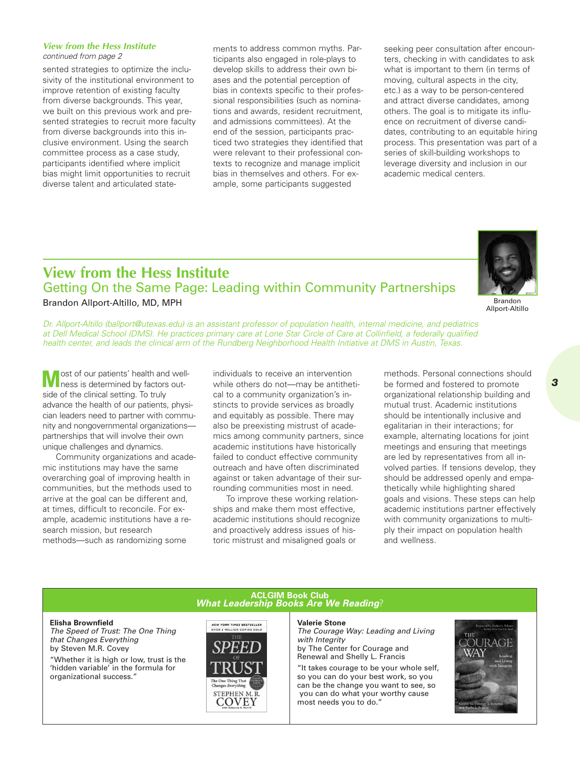***View from the Hess Institute***
*continued from page 2*

sented strategies to optimize the inclusivity of the institutional environment to improve retention of existing faculty from diverse backgrounds. This year, we built on this previous work and presented strategies to recruit more faculty from diverse backgrounds into this inclusive environment. Using the search committee process as a case study, participants identified where implicit bias might limit opportunities to recruit diverse talent and articulated statements to address common myths. Participants also engaged in role-plays to develop skills to address their own biases and the potential perception of bias in contexts specific to their professional responsibilities (such as nominations and awards, resident recruitment, and admissions committees). At the end of the session, participants practiced two strategies they identified that were relevant to their professional contexts to recognize and manage implicit bias in themselves and others. For example, some participants suggested seeking peer consultation after encounters, checking in with candidates to ask what is important to them (in terms of moving, cultural aspects in the city, etc.) as a way to be person-centered and attract diverse candidates, among others. The goal is to mitigate its influence on recruitment of diverse candidates, contributing to an equitable hiring process. This presentation was part of a series of skill-building workshops to leverage diversity and inclusion in our academic medical centers.

## View from the Hess Institute
### Getting On the Same Page: Leading within Community Partnerships

Brandon Allport-Altillo, MD, MPH

Brandon Allport-Altillo

*Dr. Allport-Altillo (ballport@utexas.edu) is an assistant professor of population health, internal medicine, and pediatrics at Dell Medical School (DMS). He practices primary care at Lone Star Circle of Care at Collinfield, a federally qualified health center, and leads the clinical arm of the Rundberg Neighborhood Health Initiative at DMS in Austin, Texas.*

Most of our patients' health and wellness is determined by factors outside of the clinical setting. To truly advance the health of our patients, physician leaders need to partner with community and nongovernmental organizations—partnerships that will involve their own unique challenges and dynamics.

Community organizations and academic institutions may have the same overarching goal of improving health in communities, but the methods used to arrive at the goal can be different and, at times, difficult to reconcile. For example, academic institutions have a research mission, but research methods—such as randomizing some individuals to receive an intervention while others do not—may be antithetical to a community organization's instincts to provide services as broadly and equitably as possible. There may also be preexisting mistrust of academics among community partners, since academic institutions have historically failed to conduct effective community outreach and have often discriminated against or taken advantage of their surrounding communities most in need.

To improve these working relationships and make them most effective, academic institutions should recognize and proactively address issues of historic mistrust and misaligned goals or methods. Personal connections should be formed and fostered to promote organizational relationship building and mutual trust. Academic institutions should be intentionally inclusive and egalitarian in their interactions; for example, alternating locations for joint meetings and ensuring that meetings are led by representatives from all involved parties. If tensions develop, they should be addressed openly and empathetically while highlighting shared goals and visions. These steps can help academic institutions partner effectively with community organizations to multiply their impact on population health and wellness.

**ACLGIM Book Club**
***What Leadership Books Are We Reading*?**

**Elisha Brownfield**
*The Speed of Trust: The One Thing that Changes Everything*
by Steven M.R. Covey

"Whether it is high or low, trust is the 'hidden variable' in the formula for organizational success."

**Valerie Stone**
*The Courage Way: Leading and Living with Integrity*
by The Center for Courage and Renewal and Shelly L. Francis

"It takes courage to be your whole self, so you can do your best work, so you can be the change you want to see, so you can do what your worthy cause most needs you to do."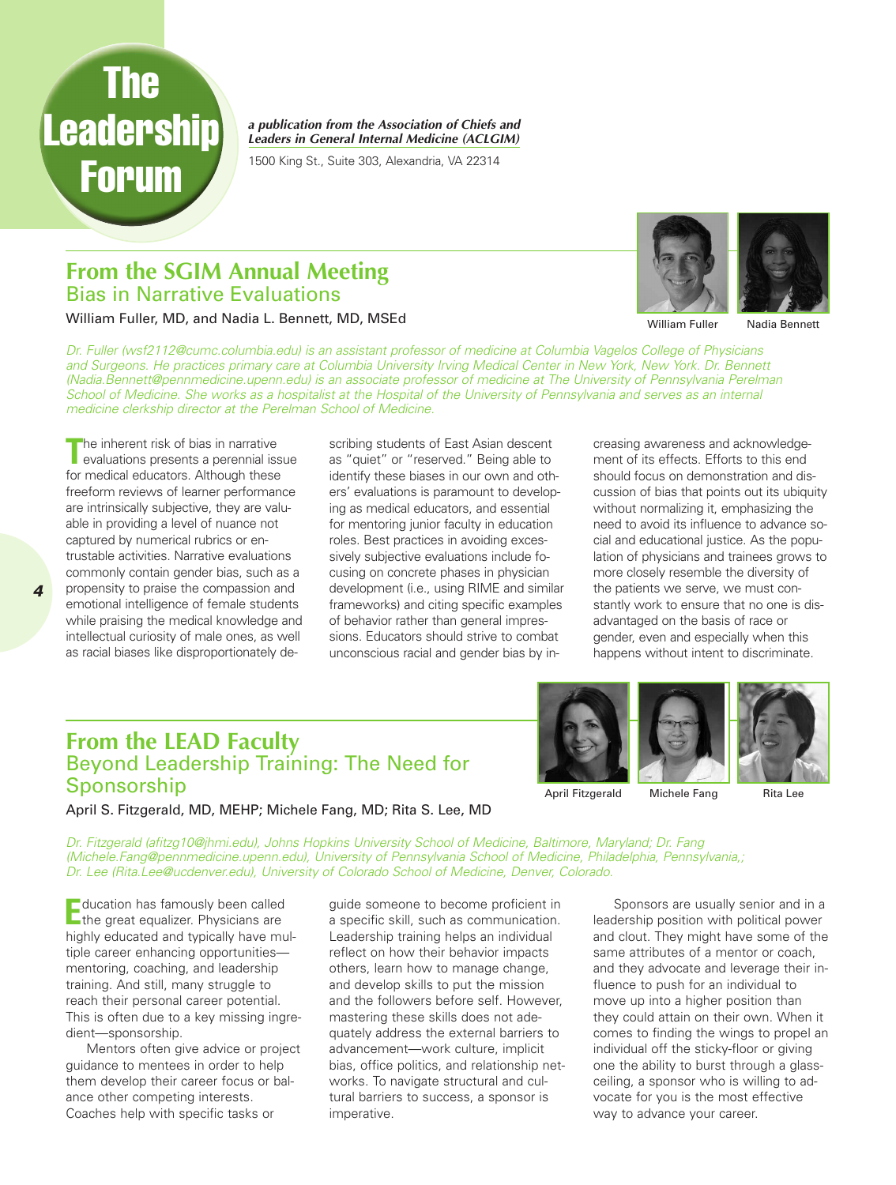# The Leadership Forum

***a publication from the Association of Chiefs and Leaders in General Internal Medicine (ACLGIM)***

1500 King St., Suite 303, Alexandria, VA 22314

## From the SGIM Annual Meeting
### Bias in Narrative Evaluations

William Fuller, MD, and Nadia L. Bennett, MD, MSEd

William Fuller    Nadia Bennett

*Dr. Fuller (wsf2112@cumc.columbia.edu) is an assistant professor of medicine at Columbia Vagelos College of Physicians and Surgeons. He practices primary care at Columbia University Irving Medical Center in New York, New York. Dr. Bennett (Nadia.Bennett@pennmedicine.upenn.edu) is an associate professor of medicine at The University of Pennsylvania Perelman School of Medicine. She works as a hospitalist at the Hospital of the University of Pennsylvania and serves as an internal medicine clerkship director at the Perelman School of Medicine.*

The inherent risk of bias in narrative evaluations presents a perennial issue for medical educators. Although these freeform reviews of learner performance are intrinsically subjective, they are valuable in providing a level of nuance not captured by numerical rubrics or entrustable activities. Narrative evaluations commonly contain gender bias, such as a propensity to praise the compassion and emotional intelligence of female students while praising the medical knowledge and intellectual curiosity of male ones, as well as racial biases like disproportionately describing students of East Asian descent as "quiet" or "reserved." Being able to identify these biases in our own and others' evaluations is paramount to developing as medical educators, and essential for mentoring junior faculty in education roles. Best practices in avoiding excessively subjective evaluations include focusing on concrete phases in physician development (i.e., using RIME and similar frameworks) and citing specific examples of behavior rather than general impressions. Educators should strive to combat unconscious racial and gender bias by increasing awareness and acknowledgement of its effects. Efforts to this end should focus on demonstration and discussion of bias that points out its ubiquity without normalizing it, emphasizing the need to avoid its influence to advance social and educational justice. As the population of physicians and trainees grows to more closely resemble the diversity of the patients we serve, we must constantly work to ensure that no one is disadvantaged on the basis of race or gender, even and especially when this happens without intent to discriminate.

## From the LEAD Faculty
### Beyond Leadership Training: The Need for Sponsorship

April S. Fitzgerald, MD, MEHP; Michele Fang, MD; Rita S. Lee, MD

April Fitzgerald    Michele Fang    Rita Lee

*Dr. Fitzgerald (afitzg10@jhmi.edu), Johns Hopkins University School of Medicine, Baltimore, Maryland; Dr. Fang (Michele.Fang@pennmedicine.upenn.edu), University of Pennsylvania School of Medicine, Philadelphia, Pennsylvania,; Dr. Lee (Rita.Lee@ucdenver.edu), University of Colorado School of Medicine, Denver, Colorado.*

Education has famously been called the great equalizer. Physicians are highly educated and typically have multiple career enhancing opportunities—mentoring, coaching, and leadership training. And still, many struggle to reach their personal career potential. This is often due to a key missing ingredient—sponsorship.

Mentors often give advice or project guidance to mentees in order to help them develop their career focus or balance other competing interests. Coaches help with specific tasks or guide someone to become proficient in a specific skill, such as communication. Leadership training helps an individual reflect on how their behavior impacts others, learn how to manage change, and develop skills to put the mission and the followers before self. However, mastering these skills does not adequately address the external barriers to advancement—work culture, implicit bias, office politics, and relationship networks. To navigate structural and cultural barriers to success, a sponsor is imperative.

Sponsors are usually senior and in a leadership position with political power and clout. They might have some of the same attributes of a mentor or coach, and they advocate and leverage their influence to push for an individual to move up into a higher position than they could attain on their own. When it comes to finding the wings to propel an individual off the sticky-floor or giving one the ability to burst through a glass-ceiling, a sponsor who is willing to advocate for you is the most effective way to advance your career.